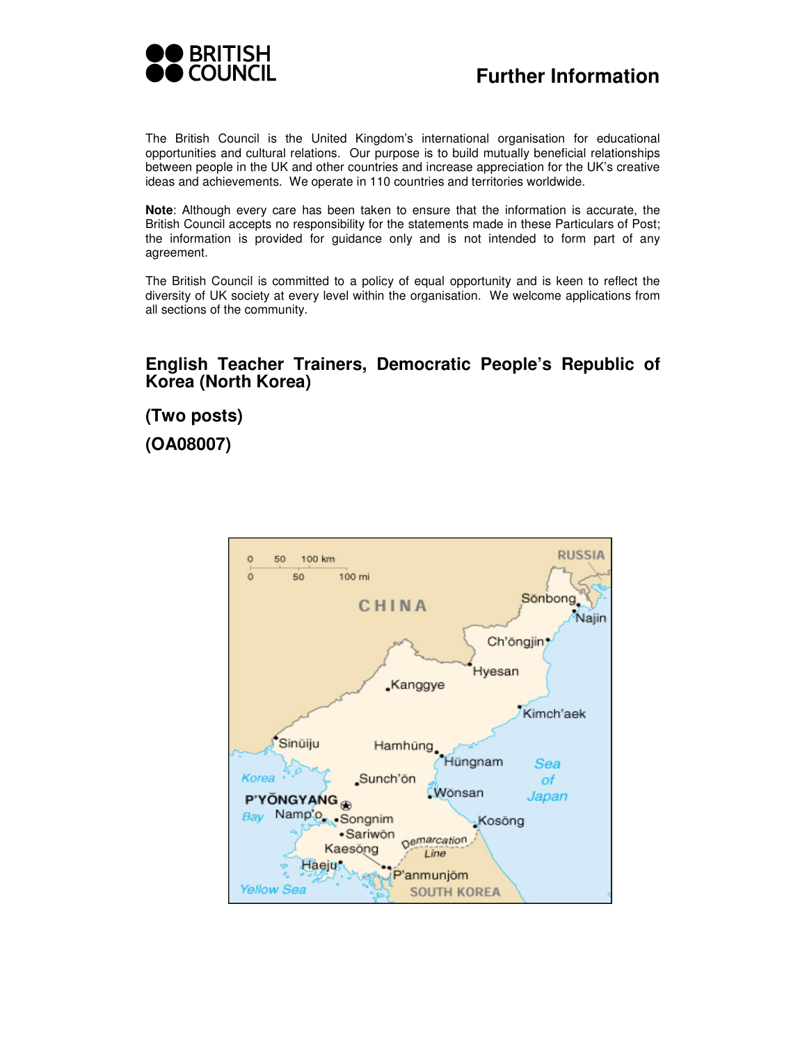**BRITISH COUNCIL**

# Further Information

The British Council is the United Kingdom's international organisation for educational opportunities and cultural relations. Our purpose is to build mutually beneficial relationships between people in the UK and other countries and increase appreciation for the UK's creative ideas and achievements. We operate in 110 countries and territories worldwide.

**Note**: Although every care has been taken to ensure that the information is accurate, the British Council accepts no responsibility for the statements made in these Particulars of Post; the information is provided for guidance only and is not intended to form part of any agreement.

The British Council is committed to a policy of equal opportunity and is keen to reflect the diversity of UK society at every level within the organisation. We welcome applications from all sections of the community.

## English Teacher Trainers, Democratic People's Republic of Korea (North Korea)

### (Two posts)

### (OA08007)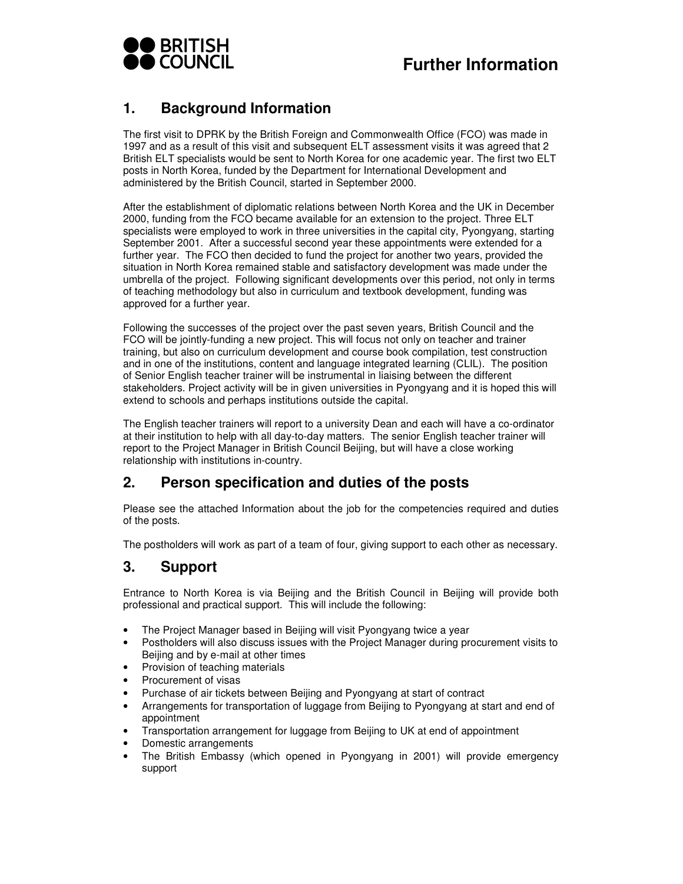**BRITISH COUNCIL**

# Further Information

## 1. Background Information

The first visit to DPRK by the British Foreign and Commonwealth Office (FCO) was made in 1997 and as a result of this visit and subsequent ELT assessment visits it was agreed that 2 British ELT specialists would be sent to North Korea for one academic year. The first two ELT posts in North Korea, funded by the Department for International Development and administered by the British Council, started in September 2000.

After the establishment of diplomatic relations between North Korea and the UK in December 2000, funding from the FCO became available for an extension to the project. Three ELT specialists were employed to work in three universities in the capital city, Pyongyang, starting September 2001. After a successful second year these appointments were extended for a further year. The FCO then decided to fund the project for another two years, provided the situation in North Korea remained stable and satisfactory development was made under the umbrella of the project. Following significant developments over this period, not only in terms of teaching methodology but also in curriculum and textbook development, funding was approved for a further year.

Following the successes of the project over the past seven years, British Council and the FCO will be jointly-funding a new project. This will focus not only on teacher and trainer training, but also on curriculum development and course book compilation, test construction and in one of the institutions, content and language integrated learning (CLIL). The position of Senior English teacher trainer will be instrumental in liaising between the different stakeholders. Project activity will be in given universities in Pyongyang and it is hoped this will extend to schools and perhaps institutions outside the capital.

The English teacher trainers will report to a university Dean and each will have a co-ordinator at their institution to help with all day-to-day matters. The senior English teacher trainer will report to the Project Manager in British Council Beijing, but will have a close working relationship with institutions in-country.

## 2. Person specification and duties of the posts

Please see the attached Information about the job for the competencies required and duties of the posts.

The postholders will work as part of a team of four, giving support to each other as necessary.

## 3. Support

Entrance to North Korea is via Beijing and the British Council in Beijing will provide both professional and practical support. This will include the following:

- The Project Manager based in Beijing will visit Pyongyang twice a year
- Postholders will also discuss issues with the Project Manager during procurement visits to Beijing and by e-mail at other times
- Provision of teaching materials
- Procurement of visas
- Purchase of air tickets between Beijing and Pyongyang at start of contract
- Arrangements for transportation of luggage from Beijing to Pyongyang at start and end of appointment
- Transportation arrangement for luggage from Beijing to UK at end of appointment
- Domestic arrangements
- The British Embassy (which opened in Pyongyang in 2001) will provide emergency support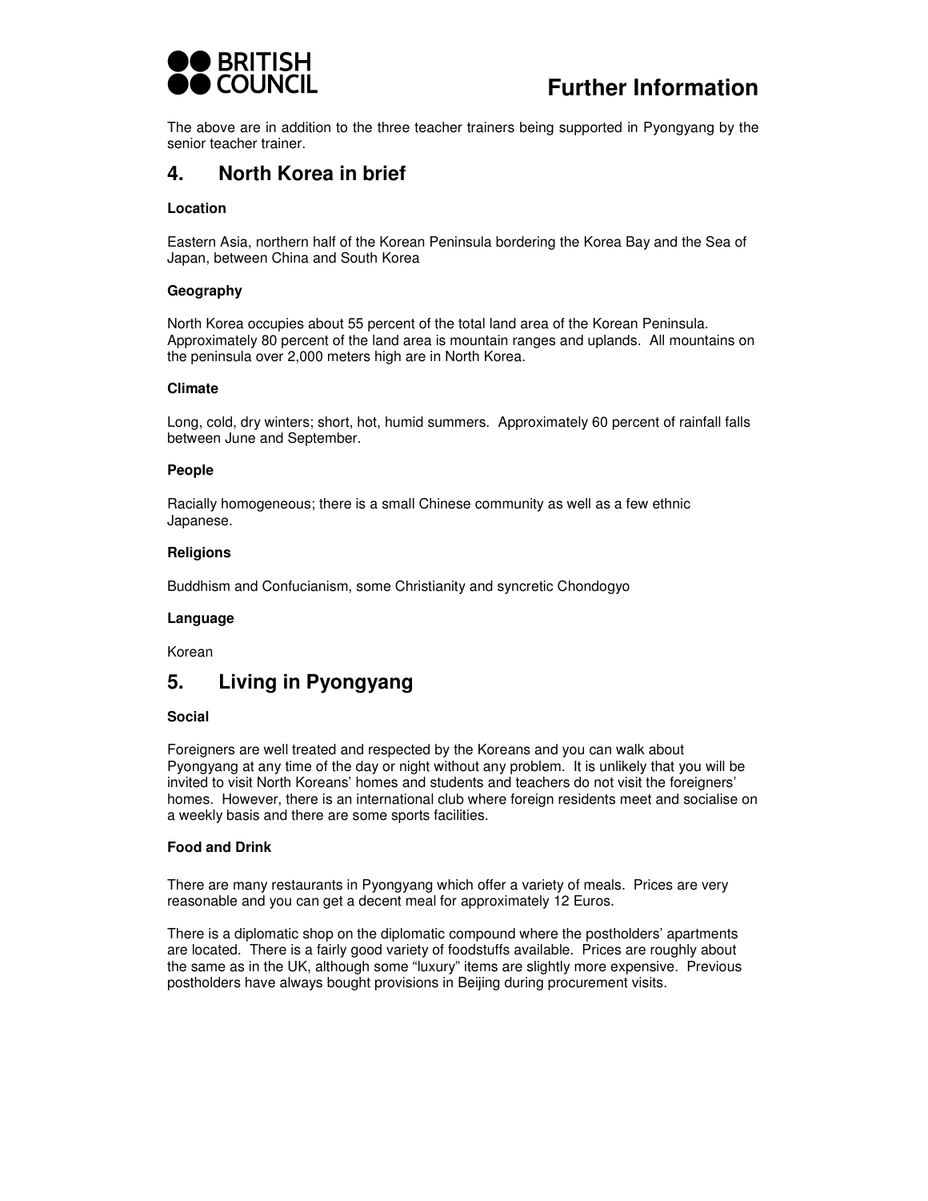The above are in addition to the three teacher trainers being supported in Pyongyang by the senior teacher trainer.

## 4. North Korea in brief

**Location**

Eastern Asia, northern half of the Korean Peninsula bordering the Korea Bay and the Sea of Japan, between China and South Korea

**Geography**

North Korea occupies about 55 percent of the total land area of the Korean Peninsula. Approximately 80 percent of the land area is mountain ranges and uplands. All mountains on the peninsula over 2,000 meters high are in North Korea.

**Climate**

Long, cold, dry winters; short, hot, humid summers. Approximately 60 percent of rainfall falls between June and September.

**People**

Racially homogeneous; there is a small Chinese community as well as a few ethnic Japanese.

**Religions**

Buddhism and Confucianism, some Christianity and syncretic Chondogyo

**Language**

Korean

## 5. Living in Pyongyang

**Social**

Foreigners are well treated and respected by the Koreans and you can walk about Pyongyang at any time of the day or night without any problem. It is unlikely that you will be invited to visit North Koreans' homes and students and teachers do not visit the foreigners' homes. However, there is an international club where foreign residents meet and socialise on a weekly basis and there are some sports facilities.

**Food and Drink**

There are many restaurants in Pyongyang which offer a variety of meals. Prices are very reasonable and you can get a decent meal for approximately 12 Euros.

There is a diplomatic shop on the diplomatic compound where the postholders' apartments are located. There is a fairly good variety of foodstuffs available. Prices are roughly about the same as in the UK, although some "luxury" items are slightly more expensive. Previous postholders have always bought provisions in Beijing during procurement visits.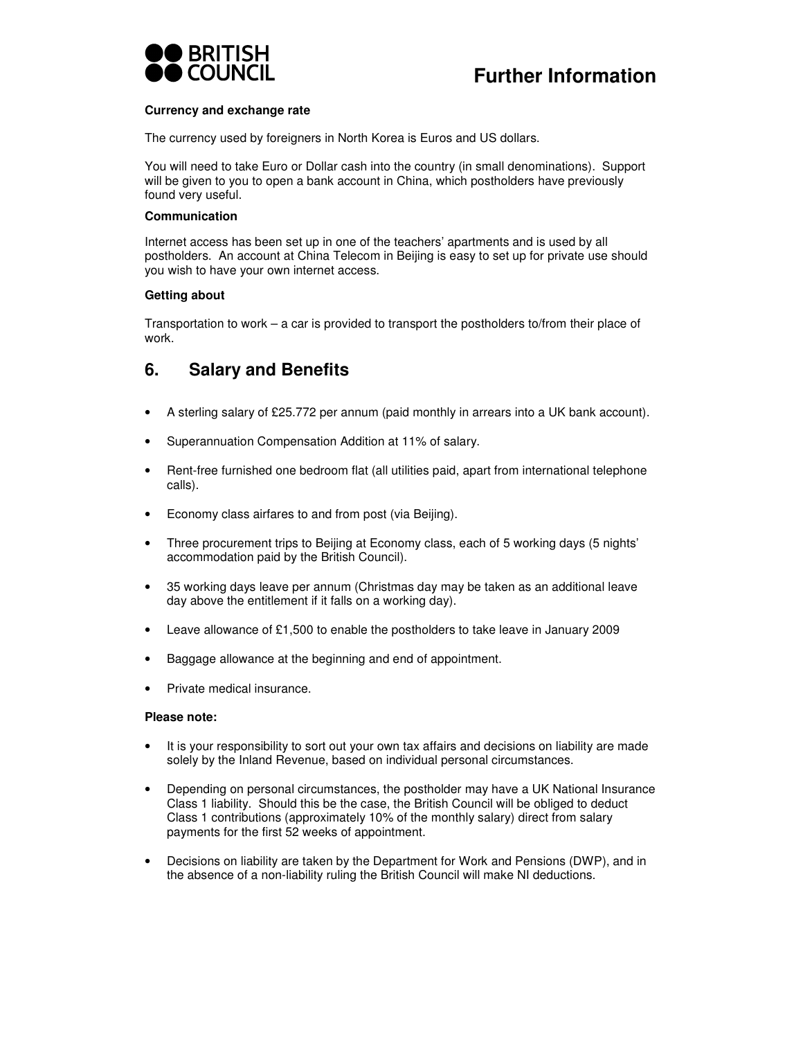**Currency and exchange rate**

The currency used by foreigners in North Korea is Euros and US dollars.

You will need to take Euro or Dollar cash into the country (in small denominations). Support will be given to you to open a bank account in China, which postholders have previously found very useful.

**Communication**

Internet access has been set up in one of the teachers' apartments and is used by all postholders. An account at China Telecom in Beijing is easy to set up for private use should you wish to have your own internet access.

**Getting about**

Transportation to work – a car is provided to transport the postholders to/from their place of work.

## 6. Salary and Benefits

- A sterling salary of £25.772 per annum (paid monthly in arrears into a UK bank account).
- Superannuation Compensation Addition at 11% of salary.
- Rent-free furnished one bedroom flat (all utilities paid, apart from international telephone calls).
- Economy class airfares to and from post (via Beijing).
- Three procurement trips to Beijing at Economy class, each of 5 working days (5 nights' accommodation paid by the British Council).
- 35 working days leave per annum (Christmas day may be taken as an additional leave day above the entitlement if it falls on a working day).
- Leave allowance of £1,500 to enable the postholders to take leave in January 2009
- Baggage allowance at the beginning and end of appointment.
- Private medical insurance.

**Please note:**

- It is your responsibility to sort out your own tax affairs and decisions on liability are made solely by the Inland Revenue, based on individual personal circumstances.
- Depending on personal circumstances, the postholder may have a UK National Insurance Class 1 liability. Should this be the case, the British Council will be obliged to deduct Class 1 contributions (approximately 10% of the monthly salary) direct from salary payments for the first 52 weeks of appointment.
- Decisions on liability are taken by the Department for Work and Pensions (DWP), and in the absence of a non-liability ruling the British Council will make NI deductions.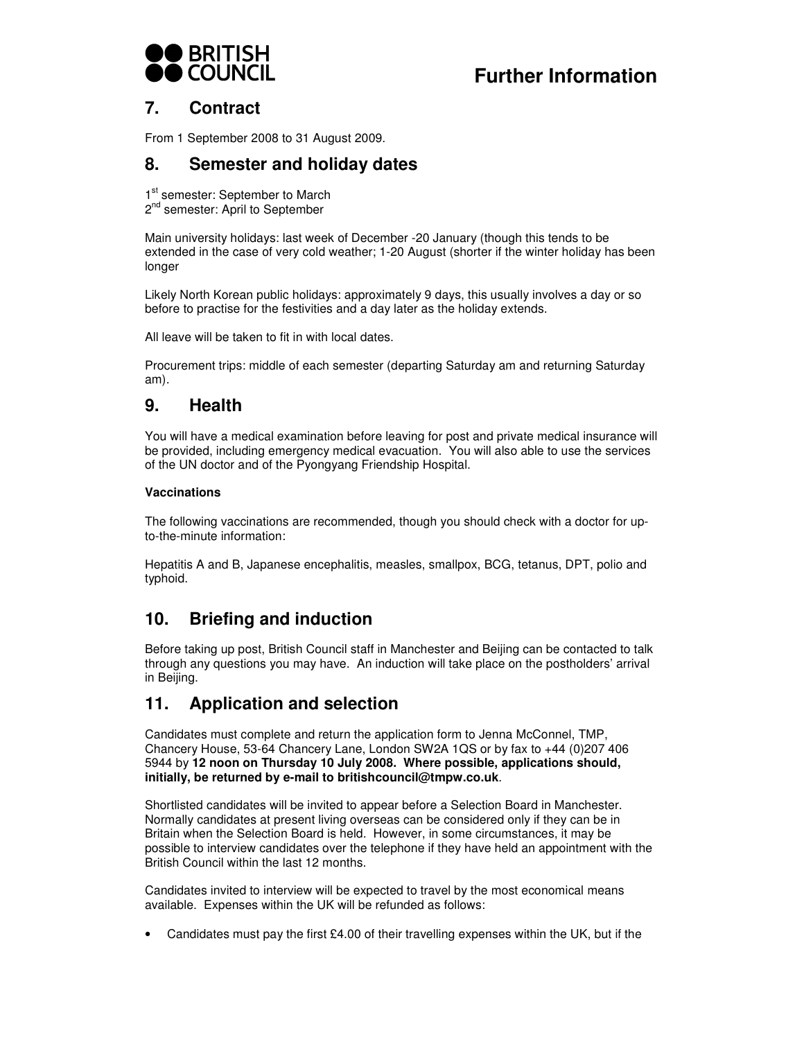# Further Information

## 7. Contract

From 1 September 2008 to 31 August 2009.

## 8. Semester and holiday dates

1st semester: September to March
2nd semester: April to September

Main university holidays: last week of December -20 January (though this tends to be extended in the case of very cold weather; 1-20 August (shorter if the winter holiday has been longer

Likely North Korean public holidays: approximately 9 days, this usually involves a day or so before to practise for the festivities and a day later as the holiday extends.

All leave will be taken to fit in with local dates.

Procurement trips: middle of each semester (departing Saturday am and returning Saturday am).

## 9. Health

You will have a medical examination before leaving for post and private medical insurance will be provided, including emergency medical evacuation. You will also able to use the services of the UN doctor and of the Pyongyang Friendship Hospital.

**Vaccinations**

The following vaccinations are recommended, though you should check with a doctor for up-to-the-minute information:

Hepatitis A and B, Japanese encephalitis, measles, smallpox, BCG, tetanus, DPT, polio and typhoid.

## 10. Briefing and induction

Before taking up post, British Council staff in Manchester and Beijing can be contacted to talk through any questions you may have. An induction will take place on the postholders' arrival in Beijing.

## 11. Application and selection

Candidates must complete and return the application form to Jenna McConnel, TMP, Chancery House, 53-64 Chancery Lane, London SW2A 1QS or by fax to +44 (0)207 406 5944 by **12 noon on Thursday 10 July 2008. Where possible, applications should, initially, be returned by e-mail to britishcouncil@tmpw.co.uk**.

Shortlisted candidates will be invited to appear before a Selection Board in Manchester. Normally candidates at present living overseas can be considered only if they can be in Britain when the Selection Board is held. However, in some circumstances, it may be possible to interview candidates over the telephone if they have held an appointment with the British Council within the last 12 months.

Candidates invited to interview will be expected to travel by the most economical means available. Expenses within the UK will be refunded as follows:

- Candidates must pay the first £4.00 of their travelling expenses within the UK, but if the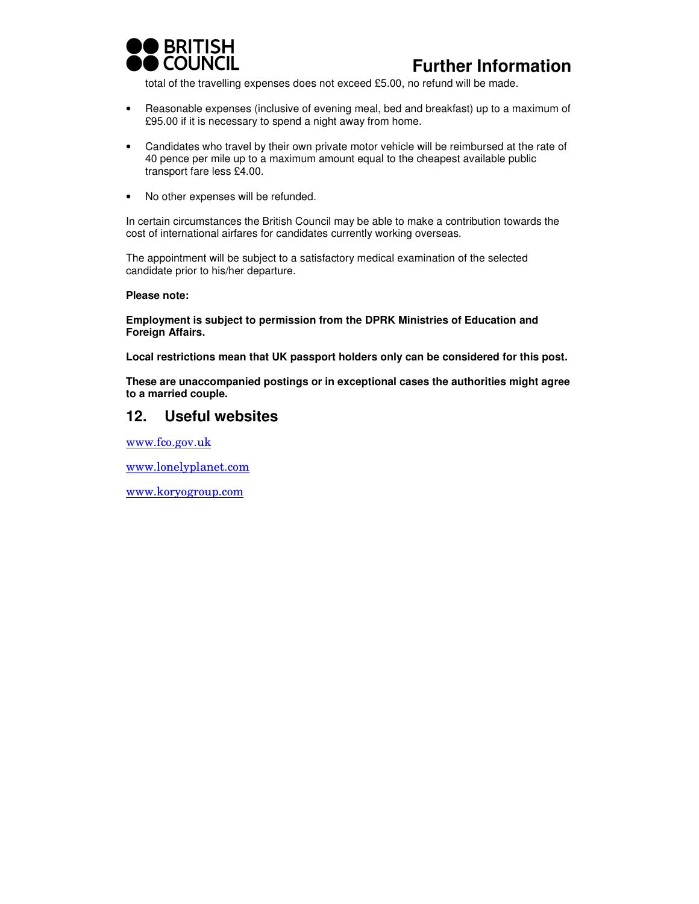total of the travelling expenses does not exceed £5.00, no refund will be made.

- Reasonable expenses (inclusive of evening meal, bed and breakfast) up to a maximum of £95.00 if it is necessary to spend a night away from home.

- Candidates who travel by their own private motor vehicle will be reimbursed at the rate of 40 pence per mile up to a maximum amount equal to the cheapest available public transport fare less £4.00.

- No other expenses will be refunded.

In certain circumstances the British Council may be able to make a contribution towards the cost of international airfares for candidates currently working overseas.

The appointment will be subject to a satisfactory medical examination of the selected candidate prior to his/her departure.

**Please note:**

**Employment is subject to permission from the DPRK Ministries of Education and Foreign Affairs.**

**Local restrictions mean that UK passport holders only can be considered for this post.**

**These are unaccompanied postings or in exceptional cases the authorities might agree to a married couple.**

## 12. Useful websites

www.fco.gov.uk

www.lonelyplanet.com

www.koryogroup.com